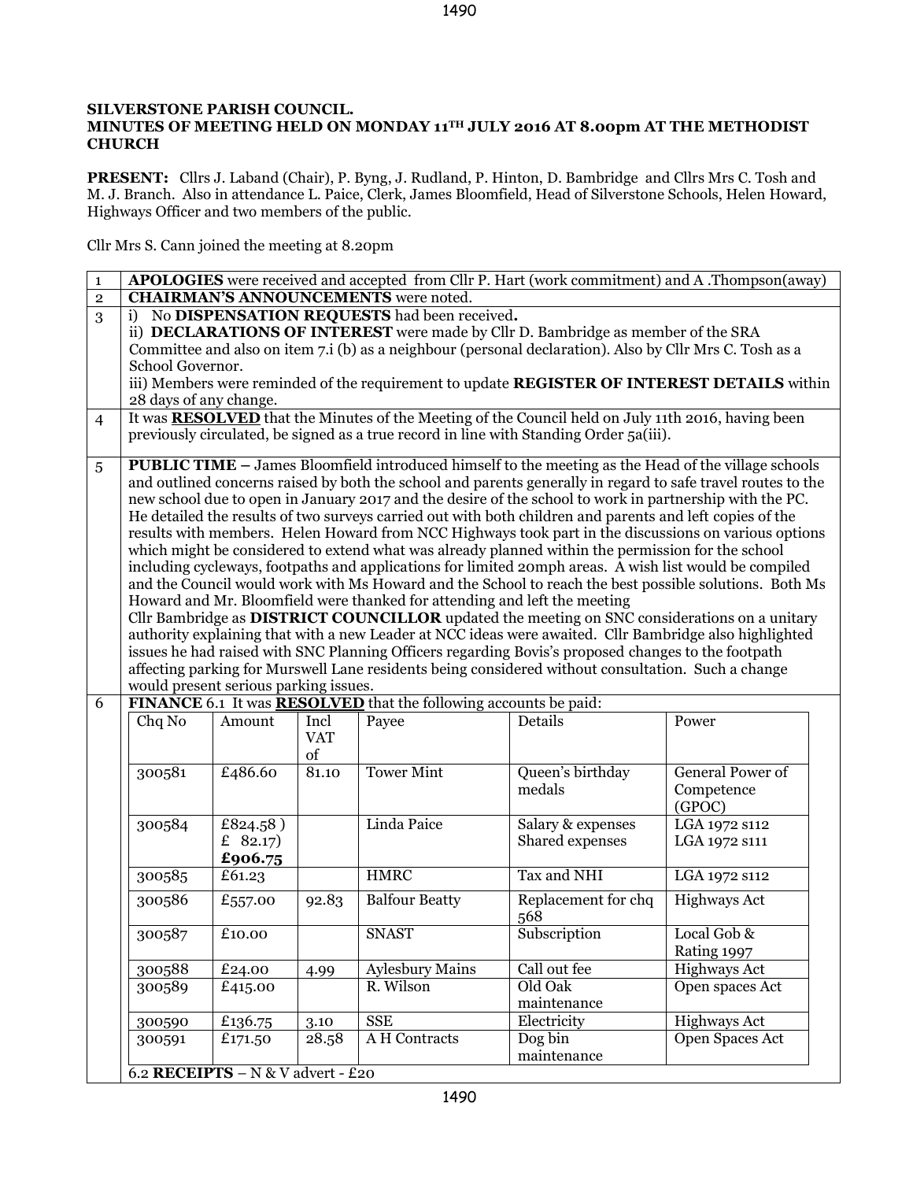**SILVERSTONE PARISH COUNCIL.**
**MINUTES OF MEETING HELD ON MONDAY 11TH JULY 2016 AT 8.00pm AT THE METHODIST CHURCH**

**PRESENT:** Cllrs J. Laband (Chair), P. Byng, J. Rudland, P. Hinton, D. Bambridge and Cllrs Mrs C. Tosh and M. J. Branch. Also in attendance L. Paice, Clerk, James Bloomfield, Head of Silverstone Schools, Helen Howard, Highways Officer and two members of the public.

Cllr Mrs S. Cann joined the meeting at 8.20pm

| | |
|---|---|
| 1 | **APOLOGIES** were received and accepted from Cllr P. Hart (work commitment) and A .Thompson(away) |
| 2 | **CHAIRMAN'S ANNOUNCEMENTS** were noted. |
| 3 | i) No **DISPENSATION REQUESTS** had been received.<br>ii) **DECLARATIONS OF INTEREST** were made by Cllr D. Bambridge as member of the SRA Committee and also on item 7.i (b) as a neighbour (personal declaration). Also by Cllr Mrs C. Tosh as a School Governor.<br>iii) Members were reminded of the requirement to update **REGISTER OF INTEREST DETAILS** within 28 days of any change. |
| 4 | It was **RESOLVED** that the Minutes of the Meeting of the Council held on July 11th 2016, having been previously circulated, be signed as a true record in line with Standing Order 5a(iii). |
| 5 | **PUBLIC TIME –** James Bloomfield introduced himself to the meeting as the Head of the village schools and outlined concerns raised by both the school and parents generally in regard to safe travel routes to the new school due to open in January 2017 and the desire of the school to work in partnership with the PC. He detailed the results of two surveys carried out with both children and parents and left copies of the results with members. Helen Howard from NCC Highways took part in the discussions on various options which might be considered to extend what was already planned within the permission for the school including cycleways, footpaths and applications for limited 20mph areas. A wish list would be compiled and the Council would work with Ms Howard and the School to reach the best possible solutions. Both Ms Howard and Mr. Bloomfield were thanked for attending and left the meeting<br>Cllr Bambridge as **DISTRICT COUNCILLOR** updated the meeting on SNC considerations on a unitary authority explaining that with a new Leader at NCC ideas were awaited. Cllr Bambridge also highlighted issues he had raised with SNC Planning Officers regarding Bovis's proposed changes to the footpath affecting parking for Murswell Lane residents being considered without consultation. Such a change would present serious parking issues. |
| 6 | **FINANCE** 6.1 It was **RESOLVED** that the following accounts be paid: |

| Chq No | Amount | Incl VAT of | Payee | Details | Power |
|---|---|---|---|---|---|
| 300581 | £486.60 | 81.10 | Tower Mint | Queen's birthday medals | General Power of Competence (GPOC) |
| 300584 | £824.58 )<br>£ 82.17)<br>**£906.75** | | Linda Paice | Salary & expenses<br>Shared expenses | LGA 1972 s112<br>LGA 1972 s111 |
| 300585 | £61.23 | | HMRC | Tax and NHI | LGA 1972 s112 |
| 300586 | £557.00 | 92.83 | Balfour Beatty | Replacement for chq 568 | Highways Act |
| 300587 | £10.00 | | SNAST | Subscription | Local Gob & Rating 1997 |
| 300588 | £24.00 | 4.99 | Aylesbury Mains | Call out fee | Highways Act |
| 300589 | £415.00 | | R. Wilson | Old Oak maintenance | Open spaces Act |
| 300590 | £136.75 | 3.10 | SSE | Electricity | Highways Act |
| 300591 | £171.50 | 28.58 | A H Contracts | Dog bin maintenance | Open Spaces Act |

6.2 **RECEIPTS** – N & V advert - £20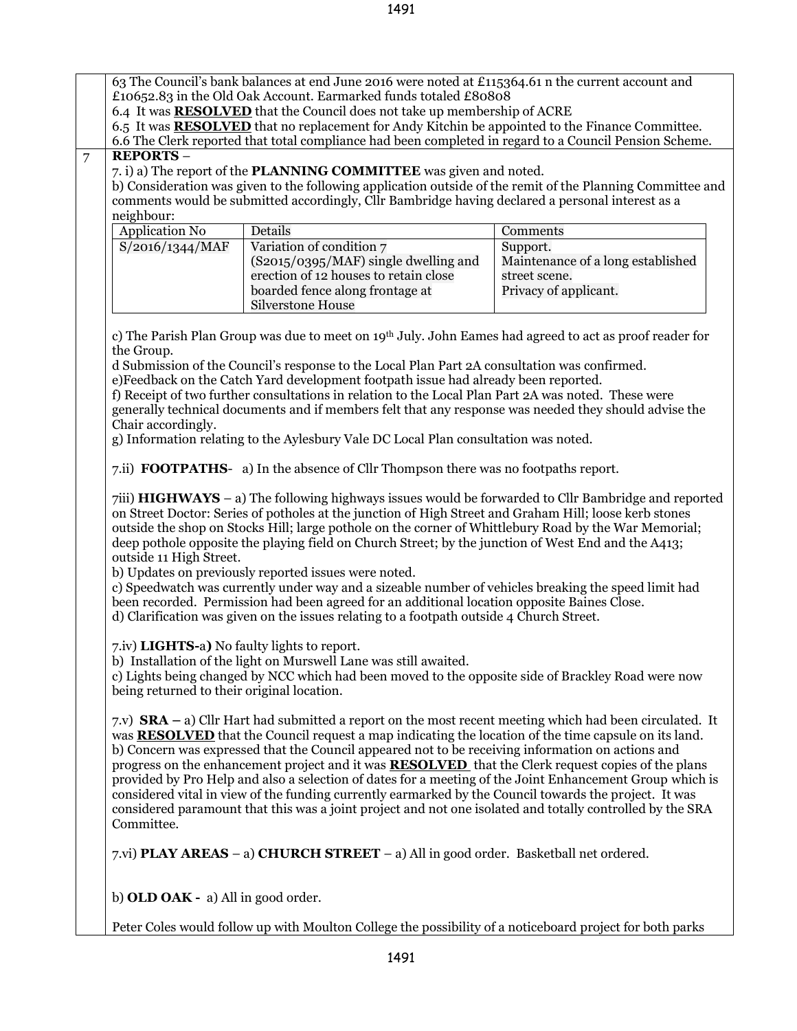63 The Council's bank balances at end June 2016 were noted at £115364.61 n the current account and £10652.83 in the Old Oak Account. Earmarked funds totaled £80808

6.4 It was **RESOLVED** that the Council does not take up membership of ACRE

6.5 It was **RESOLVED** that no replacement for Andy Kitchin be appointed to the Finance Committee.

6.6 The Clerk reported that total compliance had been completed in regard to a Council Pension Scheme.

7 **REPORTS** –

7. i) a) The report of the **PLANNING COMMITTEE** was given and noted.

b) Consideration was given to the following application outside of the remit of the Planning Committee and comments would be submitted accordingly, Cllr Bambridge having declared a personal interest as a neighbour:

| Application No | Details | Comments |
|---|---|---|
| S/2016/1344/MAF | Variation of condition 7 (S2015/0395/MAF) single dwelling and erection of 12 houses to retain close boarded fence along frontage at Silverstone House | Support. Maintenance of a long established street scene. Privacy of applicant. |

c) The Parish Plan Group was due to meet on 19th July. John Eames had agreed to act as proof reader for the Group.

d Submission of the Council's response to the Local Plan Part 2A consultation was confirmed.

e)Feedback on the Catch Yard development footpath issue had already been reported.

f) Receipt of two further consultations in relation to the Local Plan Part 2A was noted. These were generally technical documents and if members felt that any response was needed they should advise the Chair accordingly.

g) Information relating to the Aylesbury Vale DC Local Plan consultation was noted.

7.ii) **FOOTPATHS**- a) In the absence of Cllr Thompson there was no footpaths report.

7iii) **HIGHWAYS** – a) The following highways issues would be forwarded to Cllr Bambridge and reported on Street Doctor: Series of potholes at the junction of High Street and Graham Hill; loose kerb stones outside the shop on Stocks Hill; large pothole on the corner of Whittlebury Road by the War Memorial; deep pothole opposite the playing field on Church Street; by the junction of West End and the A413; outside 11 High Street.

b) Updates on previously reported issues were noted.

c) Speedwatch was currently under way and a sizeable number of vehicles breaking the speed limit had been recorded. Permission had been agreed for an additional location opposite Baines Close.

d) Clarification was given on the issues relating to a footpath outside 4 Church Street.

7.iv) **LIGHTS-**a**)** No faulty lights to report.

b) Installation of the light on Murswell Lane was still awaited.

c) Lights being changed by NCC which had been moved to the opposite side of Brackley Road were now being returned to their original location.

7.v) **SRA –** a) Cllr Hart had submitted a report on the most recent meeting which had been circulated. It was **RESOLVED** that the Council request a map indicating the location of the time capsule on its land.

b) Concern was expressed that the Council appeared not to be receiving information on actions and progress on the enhancement project and it was **RESOLVED** that the Clerk request copies of the plans provided by Pro Help and also a selection of dates for a meeting of the Joint Enhancement Group which is considered vital in view of the funding currently earmarked by the Council towards the project. It was considered paramount that this was a joint project and not one isolated and totally controlled by the SRA Committee.

7.vi) **PLAY AREAS** – a) **CHURCH STREET** – a) All in good order. Basketball net ordered.

b) **OLD OAK -** a) All in good order.

Peter Coles would follow up with Moulton College the possibility of a noticeboard project for both parks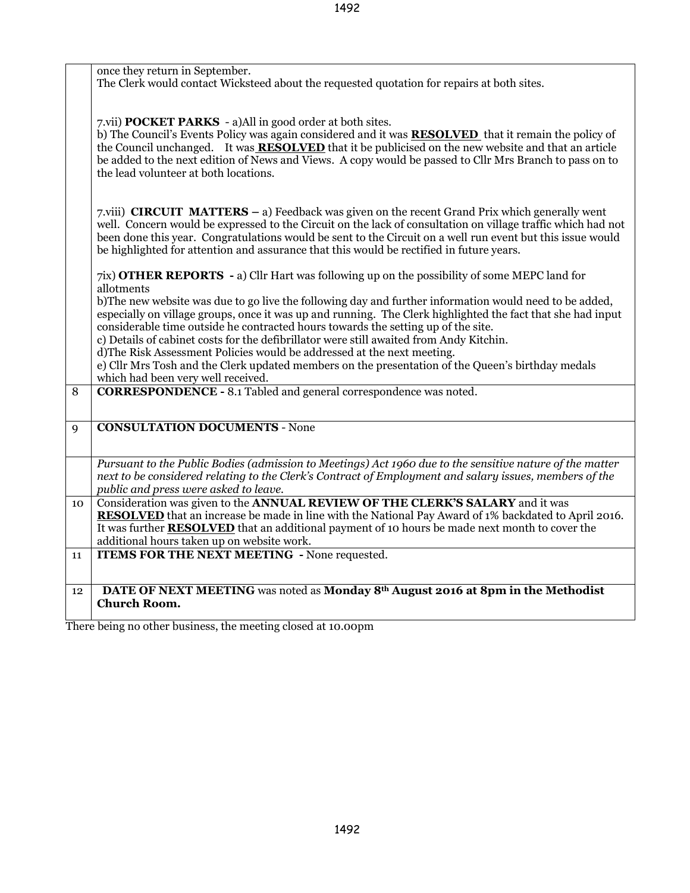| | |
|---|---|
| | once they return in September.<br>The Clerk would contact Wicksteed about the requested quotation for repairs at both sites.<br><br>7.vii) **POCKET PARKS** - a)All in good order at both sites.<br>b) The Council's Events Policy was again considered and it was **<u>RESOLVED</u>** that it remain the policy of the Council unchanged. It was **<u>RESOLVED</u>** that it be publicised on the new website and that an article be added to the next edition of News and Views. A copy would be passed to Cllr Mrs Branch to pass on to the lead volunteer at both locations.<br><br>7.viii) **CIRCUIT MATTERS –** a) Feedback was given on the recent Grand Prix which generally went well. Concern would be expressed to the Circuit on the lack of consultation on village traffic which had not been done this year. Congratulations would be sent to the Circuit on a well run event but this issue would be highlighted for attention and assurance that this would be rectified in future years.<br><br>7ix) **OTHER REPORTS -** a) Cllr Hart was following up on the possibility of some MEPC land for allotments<br>b)The new website was due to go live the following day and further information would need to be added, especially on village groups, once it was up and running. The Clerk highlighted the fact that she had input considerable time outside he contracted hours towards the setting up of the site.<br>c) Details of cabinet costs for the defibrillator were still awaited from Andy Kitchin.<br>d)The Risk Assessment Policies would be addressed at the next meeting.<br>e) Cllr Mrs Tosh and the Clerk updated members on the presentation of the Queen's birthday medals which had been very well received. |
| 8 | **CORRESPONDENCE -** 8.1 Tabled and general correspondence was noted. |
| 9 | **CONSULTATION DOCUMENTS** - None |
| | *Pursuant to the Public Bodies (admission to Meetings) Act 1960 due to the sensitive nature of the matter next to be considered relating to the Clerk's Contract of Employment and salary issues, members of the public and press were asked to leave.* |
| 10 | Consideration was given to the **ANNUAL REVIEW OF THE CLERK'S SALARY** and it was **<u>RESOLVED</u>** that an increase be made in line with the National Pay Award of 1% backdated to April 2016. It was further **<u>RESOLVED</u>** that an additional payment of 10 hours be made next month to cover the additional hours taken up on website work. |
| 11 | **ITEMS FOR THE NEXT MEETING -** None requested. |
| 12 | **DATE OF NEXT MEETING** was noted as **Monday 8th August 2016 at 8pm in the Methodist Church Room.** |

There being no other business, the meeting closed at 10.00pm